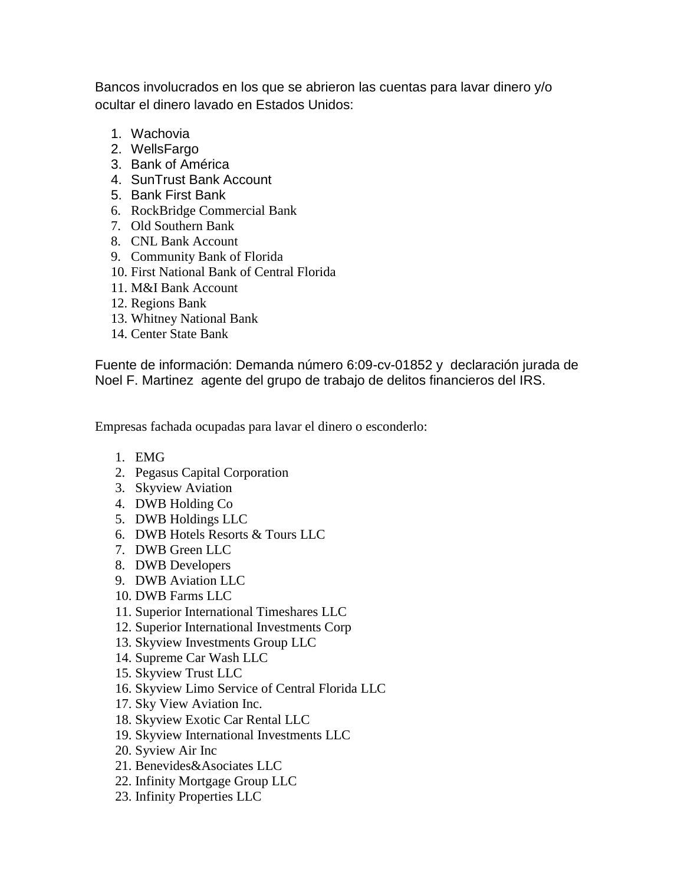Bancos involucrados en los que se abrieron las cuentas para lavar dinero y/o ocultar el dinero lavado en Estados Unidos:

1. Wachovia
2. WellsFargo
3. Bank of América
4. SunTrust Bank Account
5. Bank First Bank
6. RockBridge Commercial Bank
7. Old Southern Bank
8. CNL Bank Account
9. Community Bank of Florida
10. First National Bank of Central Florida
11. M&I Bank Account
12. Regions Bank
13. Whitney National Bank
14. Center State Bank

Fuente de información: Demanda número 6:09-cv-01852 y declaración jurada de Noel F. Martinez agente del grupo de trabajo de delitos financieros del IRS.

Empresas fachada ocupadas para lavar el dinero o esconderlo:

1. EMG
2. Pegasus Capital Corporation
3. Skyview Aviation
4. DWB Holding Co
5. DWB Holdings LLC
6. DWB Hotels Resorts & Tours LLC
7. DWB Green LLC
8. DWB Developers
9. DWB Aviation LLC
10. DWB Farms LLC
11. Superior International Timeshares LLC
12. Superior International Investments Corp
13. Skyview Investments Group LLC
14. Supreme Car Wash LLC
15. Skyview Trust LLC
16. Skyview Limo Service of Central Florida LLC
17. Sky View Aviation Inc.
18. Skyview Exotic Car Rental LLC
19. Skyview International Investments LLC
20. Syview Air Inc
21. Benevides&Asociates LLC
22. Infinity Mortgage Group LLC
23. Infinity Properties LLC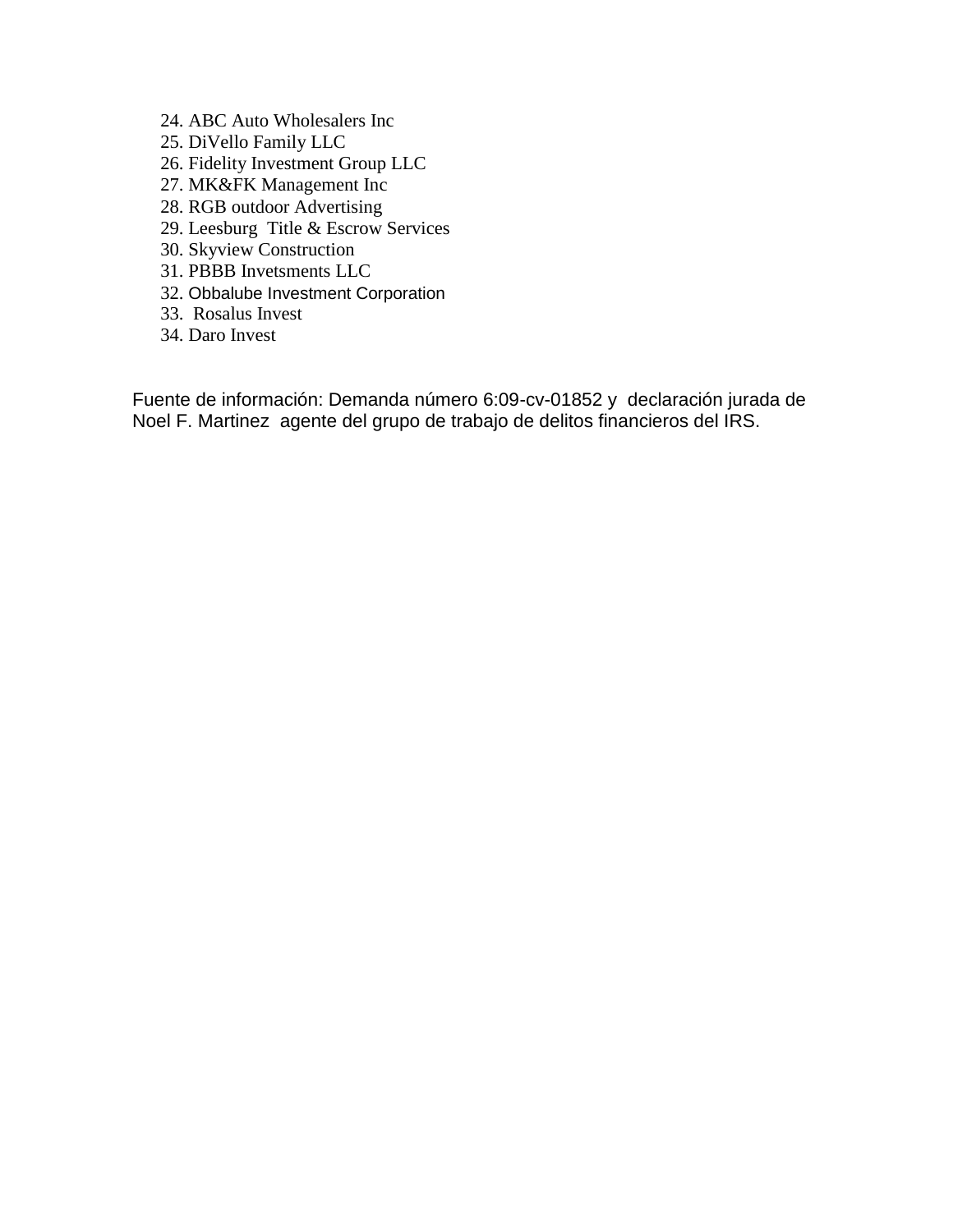24. ABC Auto Wholesalers Inc
25. DiVello Family LLC
26. Fidelity Investment Group LLC
27. MK&FK Management Inc
28. RGB outdoor Advertising
29. Leesburg Title & Escrow Services
30. Skyview Construction
31. PBBB Invetsments LLC
32. Obbalube Investment Corporation
33. Rosalus Invest
34. Daro Invest

Fuente de información: Demanda número 6:09-cv-01852 y declaración jurada de Noel F. Martinez agente del grupo de trabajo de delitos financieros del IRS.